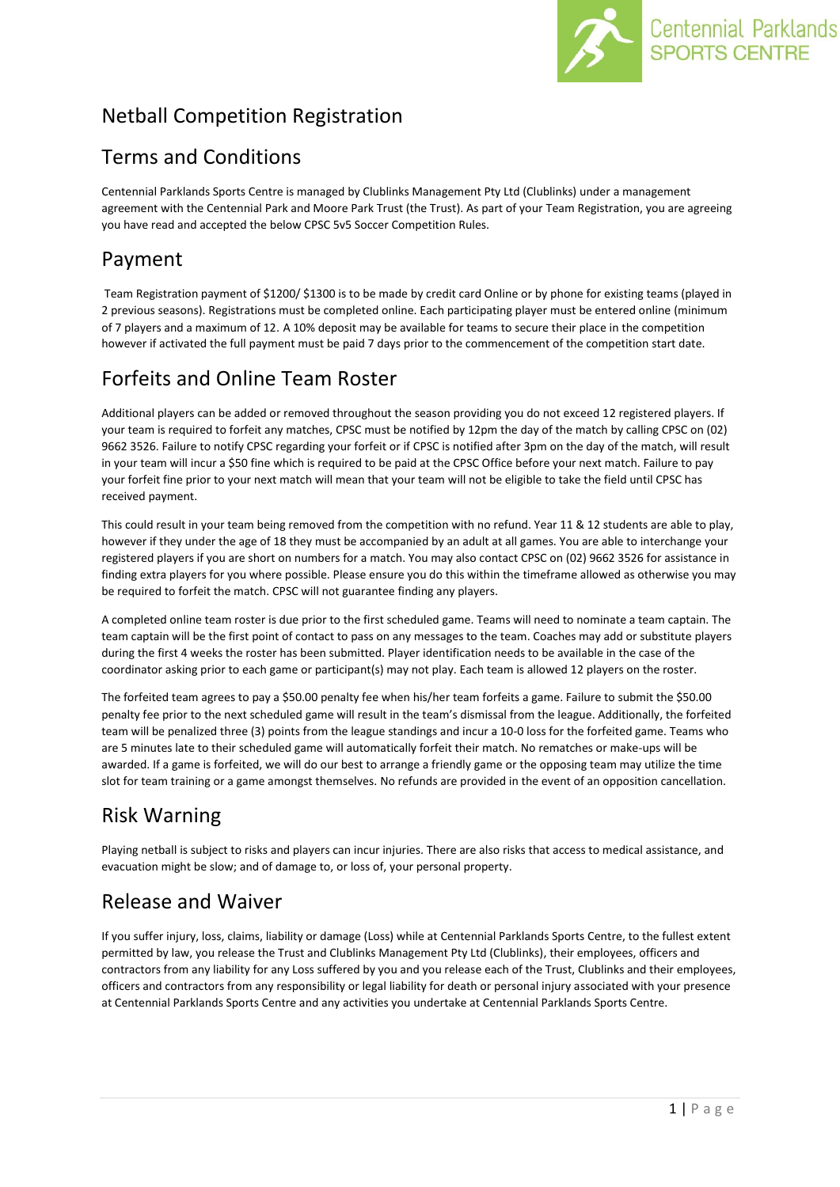Centennial Parklands
SPORTS CENTRE

# Netball Competition Registration

## Terms and Conditions

Centennial Parklands Sports Centre is managed by Clublinks Management Pty Ltd (Clublinks) under a management agreement with the Centennial Park and Moore Park Trust (the Trust). As part of your Team Registration, you are agreeing you have read and accepted the below CPSC 5v5 Soccer Competition Rules.

## Payment

Team Registration payment of $1200/ $1300 is to be made by credit card Online or by phone for existing teams (played in 2 previous seasons). Registrations must be completed online. Each participating player must be entered online (minimum of 7 players and a maximum of 12. A 10% deposit may be available for teams to secure their place in the competition however if activated the full payment must be paid 7 days prior to the commencement of the competition start date.

## Forfeits and Online Team Roster

Additional players can be added or removed throughout the season providing you do not exceed 12 registered players. If your team is required to forfeit any matches, CPSC must be notified by 12pm the day of the match by calling CPSC on (02) 9662 3526. Failure to notify CPSC regarding your forfeit or if CPSC is notified after 3pm on the day of the match, will result in your team will incur a $50 fine which is required to be paid at the CPSC Office before your next match. Failure to pay your forfeit fine prior to your next match will mean that your team will not be eligible to take the field until CPSC has received payment.

This could result in your team being removed from the competition with no refund. Year 11 & 12 students are able to play, however if they under the age of 18 they must be accompanied by an adult at all games. You are able to interchange your registered players if you are short on numbers for a match. You may also contact CPSC on (02) 9662 3526 for assistance in finding extra players for you where possible. Please ensure you do this within the timeframe allowed as otherwise you may be required to forfeit the match. CPSC will not guarantee finding any players.

A completed online team roster is due prior to the first scheduled game. Teams will need to nominate a team captain. The team captain will be the first point of contact to pass on any messages to the team. Coaches may add or substitute players during the first 4 weeks the roster has been submitted. Player identification needs to be available in the case of the coordinator asking prior to each game or participant(s) may not play. Each team is allowed 12 players on the roster.

The forfeited team agrees to pay a $50.00 penalty fee when his/her team forfeits a game. Failure to submit the $50.00 penalty fee prior to the next scheduled game will result in the team's dismissal from the league. Additionally, the forfeited team will be penalized three (3) points from the league standings and incur a 10-0 loss for the forfeited game. Teams who are 5 minutes late to their scheduled game will automatically forfeit their match. No rematches or make-ups will be awarded. If a game is forfeited, we will do our best to arrange a friendly game or the opposing team may utilize the time slot for team training or a game amongst themselves. No refunds are provided in the event of an opposition cancellation.

## Risk Warning

Playing netball is subject to risks and players can incur injuries. There are also risks that access to medical assistance, and evacuation might be slow; and of damage to, or loss of, your personal property.

## Release and Waiver

If you suffer injury, loss, claims, liability or damage (Loss) while at Centennial Parklands Sports Centre, to the fullest extent permitted by law, you release the Trust and Clublinks Management Pty Ltd (Clublinks), their employees, officers and contractors from any liability for any Loss suffered by you and you release each of the Trust, Clublinks and their employees, officers and contractors from any responsibility or legal liability for death or personal injury associated with your presence at Centennial Parklands Sports Centre and any activities you undertake at Centennial Parklands Sports Centre.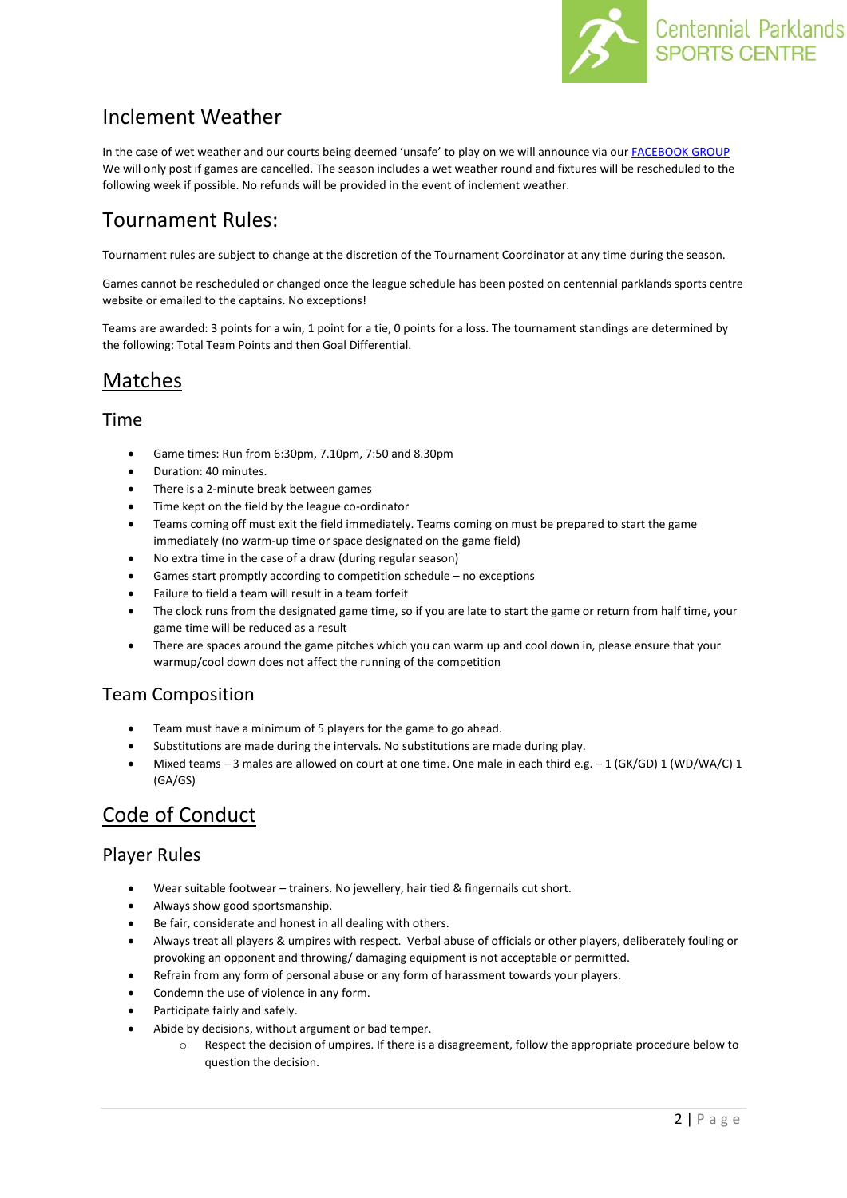## Inclement Weather

In the case of wet weather and our courts being deemed 'unsafe' to play on we will announce via our [FACEBOOK GROUP](#) We will only post if games are cancelled. The season includes a wet weather round and fixtures will be rescheduled to the following week if possible. No refunds will be provided in the event of inclement weather.

## Tournament Rules:

Tournament rules are subject to change at the discretion of the Tournament Coordinator at any time during the season.

Games cannot be rescheduled or changed once the league schedule has been posted on centennial parklands sports centre website or emailed to the captains. No exceptions!

Teams are awarded: 3 points for a win, 1 point for a tie, 0 points for a loss. The tournament standings are determined by the following: Total Team Points and then Goal Differential.

# Matches

## Time

- Game times: Run from 6:30pm, 7.10pm, 7:50 and 8.30pm
- Duration: 40 minutes.
- There is a 2-minute break between games
- Time kept on the field by the league co-ordinator
- Teams coming off must exit the field immediately. Teams coming on must be prepared to start the game immediately (no warm-up time or space designated on the game field)
- No extra time in the case of a draw (during regular season)
- Games start promptly according to competition schedule – no exceptions
- Failure to field a team will result in a team forfeit
- The clock runs from the designated game time, so if you are late to start the game or return from half time, your game time will be reduced as a result
- There are spaces around the game pitches which you can warm up and cool down in, please ensure that your warmup/cool down does not affect the running of the competition

## Team Composition

- Team must have a minimum of 5 players for the game to go ahead.
- Substitutions are made during the intervals. No substitutions are made during play.
- Mixed teams – 3 males are allowed on court at one time. One male in each third e.g. – 1 (GK/GD) 1 (WD/WA/C) 1 (GA/GS)

# Code of Conduct

## Player Rules

- Wear suitable footwear – trainers. No jewellery, hair tied & fingernails cut short.
- Always show good sportsmanship.
- Be fair, considerate and honest in all dealing with others.
- Always treat all players & umpires with respect. Verbal abuse of officials or other players, deliberately fouling or provoking an opponent and throwing/ damaging equipment is not acceptable or permitted.
- Refrain from any form of personal abuse or any form of harassment towards your players.
- Condemn the use of violence in any form.
- Participate fairly and safely.
- Abide by decisions, without argument or bad temper.
    - Respect the decision of umpires. If there is a disagreement, follow the appropriate procedure below to question the decision.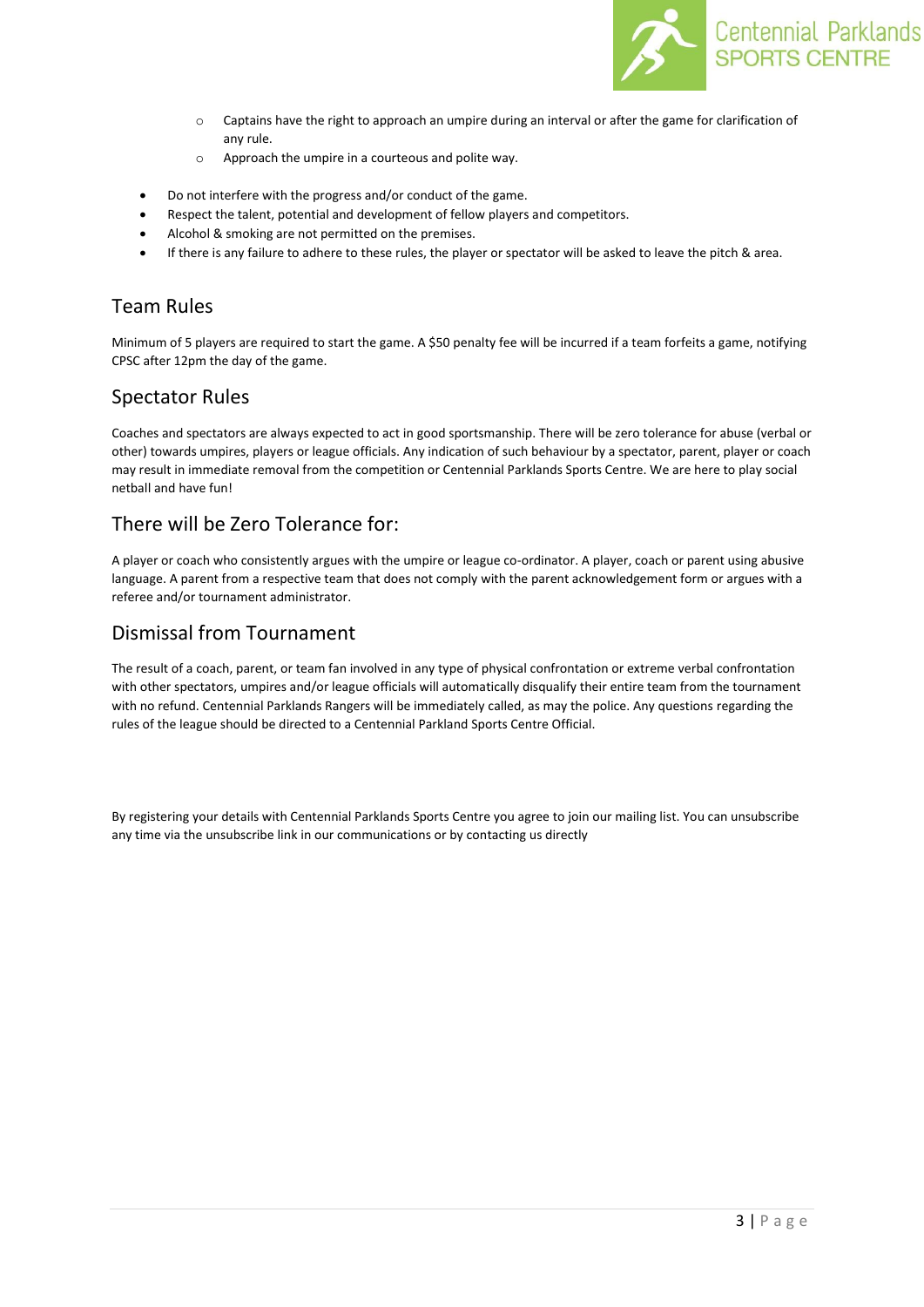- Captains have the right to approach an umpire during an interval or after the game for clarification of any rule.
   - Approach the umpire in a courteous and polite way.

- Do not interfere with the progress and/or conduct of the game.
- Respect the talent, potential and development of fellow players and competitors.
- Alcohol & smoking are not permitted on the premises.
- If there is any failure to adhere to these rules, the player or spectator will be asked to leave the pitch & area.

## Team Rules

Minimum of 5 players are required to start the game. A $50 penalty fee will be incurred if a team forfeits a game, notifying CPSC after 12pm the day of the game.

## Spectator Rules

Coaches and spectators are always expected to act in good sportsmanship. There will be zero tolerance for abuse (verbal or other) towards umpires, players or league officials. Any indication of such behaviour by a spectator, parent, player or coach may result in immediate removal from the competition or Centennial Parklands Sports Centre. We are here to play social netball and have fun!

## There will be Zero Tolerance for:

A player or coach who consistently argues with the umpire or league co-ordinator. A player, coach or parent using abusive language. A parent from a respective team that does not comply with the parent acknowledgement form or argues with a referee and/or tournament administrator.

## Dismissal from Tournament

The result of a coach, parent, or team fan involved in any type of physical confrontation or extreme verbal confrontation with other spectators, umpires and/or league officials will automatically disqualify their entire team from the tournament with no refund. Centennial Parklands Rangers will be immediately called, as may the police. Any questions regarding the rules of the league should be directed to a Centennial Parkland Sports Centre Official.

By registering your details with Centennial Parklands Sports Centre you agree to join our mailing list. You can unsubscribe any time via the unsubscribe link in our communications or by contacting us directly